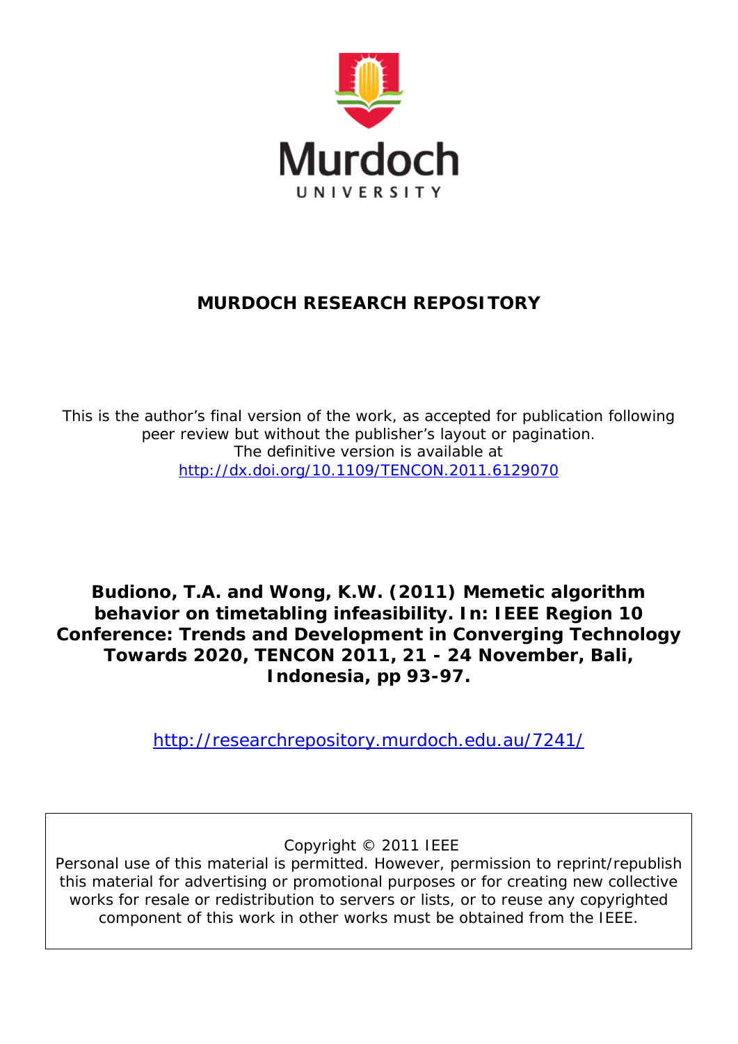Murdoch UNIVERSITY

# MURDOCH RESEARCH REPOSITORY

This is the author's final version of the work, as accepted for publication following peer review but without the publisher's layout or pagination.
The definitive version is available at
http://dx.doi.org/10.1109/TENCON.2011.6129070

**Budiono, T.A. and Wong, K.W. (2011) Memetic algorithm behavior on timetabling infeasibility. In: IEEE Region 10 Conference: Trends and Development in Converging Technology Towards 2020, TENCON 2011, 21 - 24 November, Bali, Indonesia, pp 93-97.**

http://researchrepository.murdoch.edu.au/7241/

Copyright © 2011 IEEE
Personal use of this material is permitted. However, permission to reprint/republish this material for advertising or promotional purposes or for creating new collective works for resale or redistribution to servers or lists, or to reuse any copyrighted component of this work in other works must be obtained from the IEEE.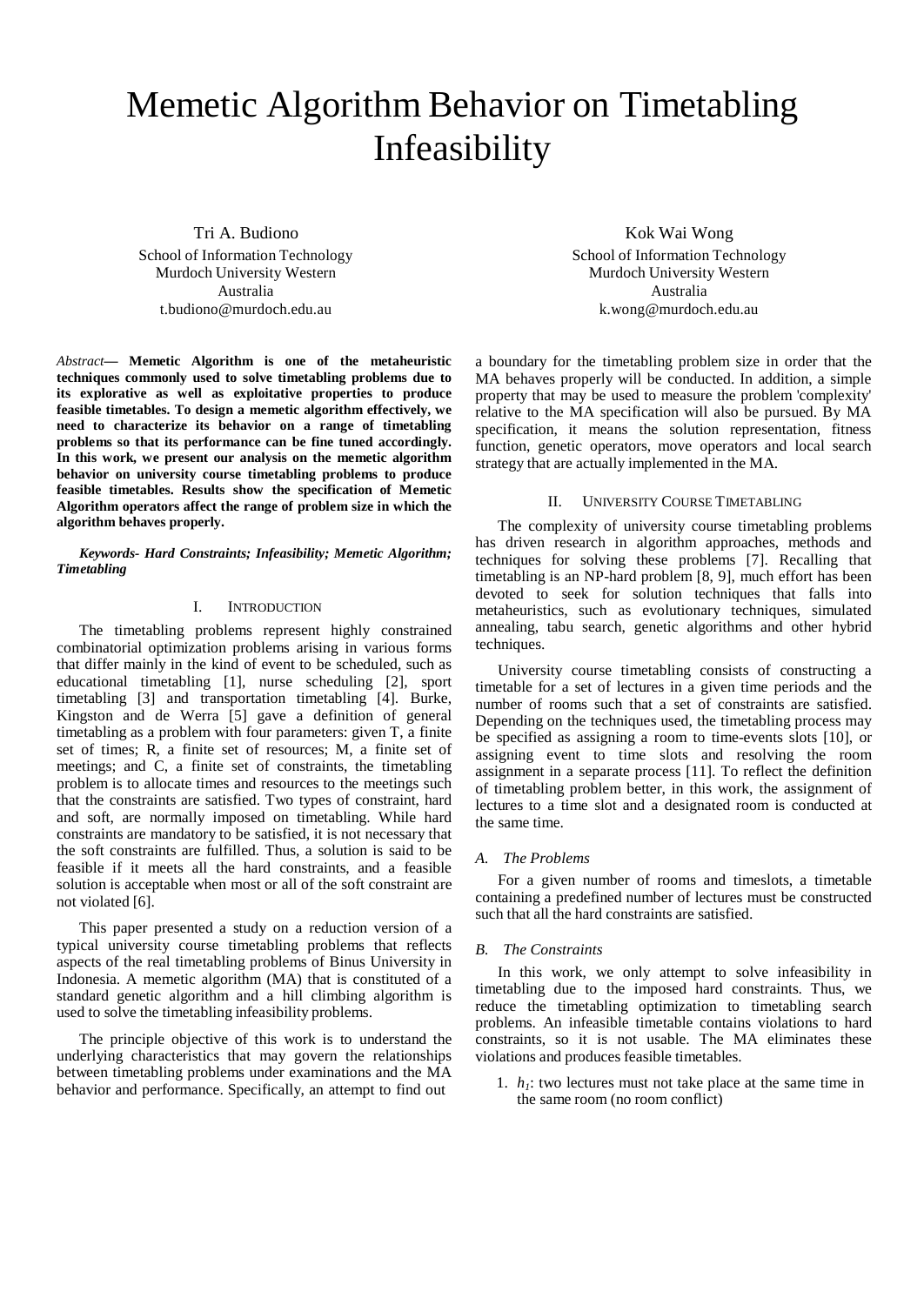# Memetic Algorithm Behavior on Timetabling Infeasibility

Tri A. Budiono
School of Information Technology
Murdoch University Western
Australia
t.budiono@murdoch.edu.au

Kok Wai Wong
School of Information Technology
Murdoch University Western
Australia
k.wong@murdoch.edu.au

*Abstract*— **Memetic Algorithm is one of the metaheuristic techniques commonly used to solve timetabling problems due to its explorative as well as exploitative properties to produce feasible timetables. To design a memetic algorithm effectively, we need to characterize its behavior on a range of timetabling problems so that its performance can be fine tuned accordingly. In this work, we present our analysis on the memetic algorithm behavior on university course timetabling problems to produce feasible timetables. Results show the specification of Memetic Algorithm operators affect the range of problem size in which the algorithm behaves properly.**

***Keywords- Hard Constraints; Infeasibility; Memetic Algorithm; Timetabling***

## I. Introduction

The timetabling problems represent highly constrained combinatorial optimization problems arising in various forms that differ mainly in the kind of event to be scheduled, such as educational timetabling [1], nurse scheduling [2], sport timetabling [3] and transportation timetabling [4]. Burke, Kingston and de Werra [5] gave a definition of general timetabling as a problem with four parameters: given T, a finite set of times; R, a finite set of resources; M, a finite set of meetings; and C, a finite set of constraints, the timetabling problem is to allocate times and resources to the meetings such that the constraints are satisfied. Two types of constraint, hard and soft, are normally imposed on timetabling. While hard constraints are mandatory to be satisfied, it is not necessary that the soft constraints are fulfilled. Thus, a solution is said to be feasible if it meets all the hard constraints, and a feasible solution is acceptable when most or all of the soft constraint are not violated [6].

This paper presented a study on a reduction version of a typical university course timetabling problems that reflects aspects of the real timetabling problems of Binus University in Indonesia. A memetic algorithm (MA) that is constituted of a standard genetic algorithm and a hill climbing algorithm is used to solve the timetabling infeasibility problems.

The principle objective of this work is to understand the underlying characteristics that may govern the relationships between timetabling problems under examinations and the MA behavior and performance. Specifically, an attempt to find out a boundary for the timetabling problem size in order that the MA behaves properly will be conducted. In addition, a simple property that may be used to measure the problem 'complexity' relative to the MA specification will also be pursued. By MA specification, it means the solution representation, fitness function, genetic operators, move operators and local search strategy that are actually implemented in the MA.

## II. University Course Timetabling

The complexity of university course timetabling problems has driven research in algorithm approaches, methods and techniques for solving these problems [7]. Recalling that timetabling is an NP-hard problem [8, 9], much effort has been devoted to seek for solution techniques that falls into metaheuristics, such as evolutionary techniques, simulated annealing, tabu search, genetic algorithms and other hybrid techniques.

University course timetabling consists of constructing a timetable for a set of lectures in a given time periods and the number of rooms such that a set of constraints are satisfied. Depending on the techniques used, the timetabling process may be specified as assigning a room to time-events slots [10], or assigning event to time slots and resolving the room assignment in a separate process [11]. To reflect the definition of timetabling problem better, in this work, the assignment of lectures to a time slot and a designated room is conducted at the same time.

### *A. The Problems*

For a given number of rooms and timeslots, a timetable containing a predefined number of lectures must be constructed such that all the hard constraints are satisfied.

### *B. The Constraints*

In this work, we only attempt to solve infeasibility in timetabling due to the imposed hard constraints. Thus, we reduce the timetabling optimization to timetabling search problems. An infeasible timetable contains violations to hard constraints, so it is not usable. The MA eliminates these violations and produces feasible timetables.

1. $h_1$: two lectures must not take place at the same time in the same room (no room conflict)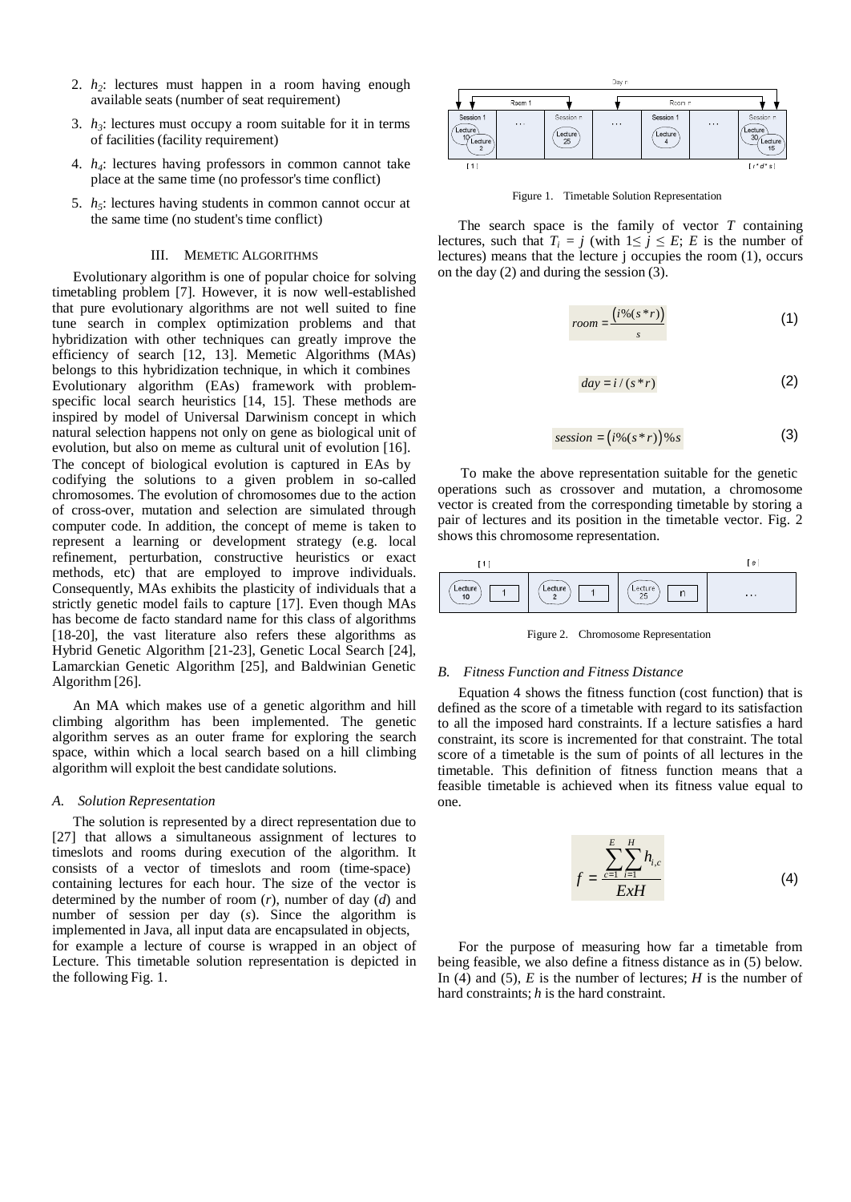2. $h_2$: lectures must happen in a room having enough available seats (number of seat requirement)
3. $h_3$: lectures must occupy a room suitable for it in terms of facilities (facility requirement)
4. $h_4$: lectures having professors in common cannot take place at the same time (no professor's time conflict)
5. $h_5$: lectures having students in common cannot occur at the same time (no student's time conflict)

## III. Memetic Algorithms

Evolutionary algorithm is one of popular choice for solving timetabling problem [7]. However, it is now well-established that pure evolutionary algorithms are not well suited to fine tune search in complex optimization problems and that hybridization with other techniques can greatly improve the efficiency of search [12, 13]. Memetic Algorithms (MAs) belongs to this hybridization technique, in which it combines Evolutionary algorithm (EAs) framework with problem-specific local search heuristics [14, 15]. These methods are inspired by model of Universal Darwinism concept in which natural selection happens not only on gene as biological unit of evolution, but also on meme as cultural unit of evolution [16]. The concept of biological evolution is captured in EAs by codifying the solutions to a given problem in so-called chromosomes. The evolution of chromosomes due to the action of cross-over, mutation and selection are simulated through computer code. In addition, the concept of meme is taken to represent a learning or development strategy (e.g. local refinement, perturbation, constructive heuristics or exact methods, etc) that are employed to improve individuals. Consequently, MAs exhibits the plasticity of individuals that a strictly genetic model fails to capture [17]. Even though MAs has become de facto standard name for this class of algorithms [18-20], the vast literature also refers these algorithms as Hybrid Genetic Algorithm [21-23], Genetic Local Search [24], Lamarckian Genetic Algorithm [25], and Baldwinian Genetic Algorithm [26].

An MA which makes use of a genetic algorithm and hill climbing algorithm has been implemented. The genetic algorithm serves as an outer frame for exploring the search space, within which a local search based on a hill climbing algorithm will exploit the best candidate solutions.

### A. Solution Representation

The solution is represented by a direct representation due to [27] that allows a simultaneous assignment of lectures to timeslots and rooms during execution of the algorithm. It consists of a vector of timeslots and room (time-space) containing lectures for each hour. The size of the vector is determined by the number of room (*r*), number of day (*d*) and number of session per day (*s*). Since the algorithm is implemented in Java, all input data are encapsulated in objects, for example a lecture of course is wrapped in an object of Lecture. This timetable solution representation is depicted in the following Fig. 1.

Figure 1. Timetable Solution Representation

The search space is the family of vector $T$ containing lectures, such that $T_i = j$ (with $1 \leq j \leq E$; $E$ is the number of lectures) means that the lecture j occupies the room (1), occurs on the day (2) and during the session (3).

$$room = \frac{(i\%(s*r))}{s} \tag{1}$$

$$day = i/(s*r) \tag{2}$$

$$session = (i\%(s*r))\%s \tag{3}$$

To make the above representation suitable for the genetic operations such as crossover and mutation, a chromosome vector is created from the corresponding timetable by storing a pair of lectures and its position in the timetable vector. Fig. 2 shows this chromosome representation.

Figure 2. Chromosome Representation

### B. Fitness Function and Fitness Distance

Equation 4 shows the fitness function (cost function) that is defined as the score of a timetable with regard to its satisfaction to all the imposed hard constraints. If a lecture satisfies a hard constraint, its score is incremented for that constraint. The total score of a timetable is the sum of points of all lectures in the timetable. This definition of fitness function means that a feasible timetable is achieved when its fitness value equal to one.

$$f = \frac{\sum_{c=1}^{E} \sum_{i=1}^{H} h_{i,c}}{ExH} \tag{4}$$

For the purpose of measuring how far a timetable from being feasible, we also define a fitness distance as in (5) below. In (4) and (5), $E$ is the number of lectures; $H$ is the number of hard constraints; $h$ is the hard constraint.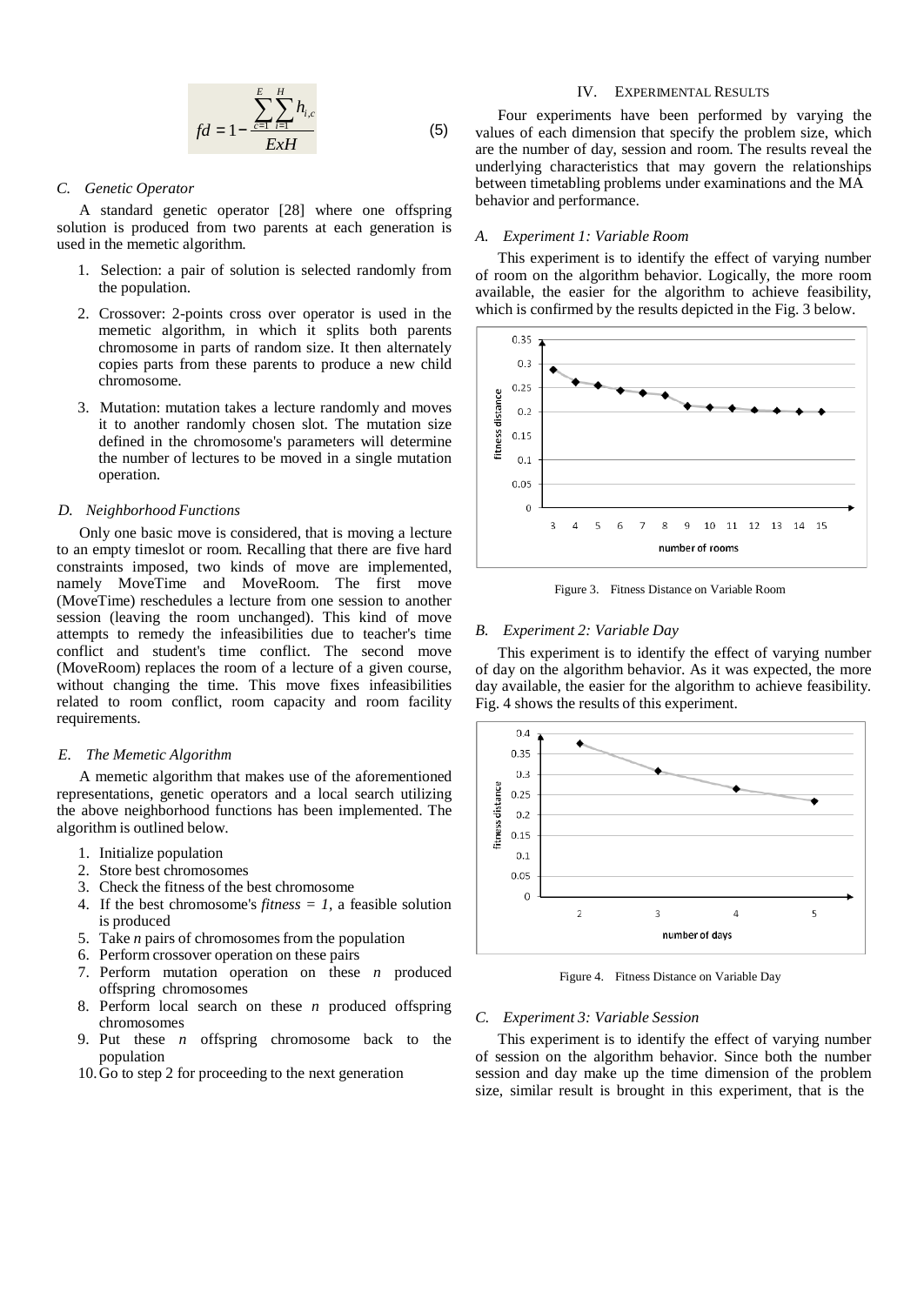$$fd = 1 - \frac{\sum_{c=1}^{E}\sum_{i=1}^{H} h_{i,c}}{ExH} \quad (5)$$

### C. Genetic Operator

A standard genetic operator [28] where one offspring solution is produced from two parents at each generation is used in the memetic algorithm.

1. Selection: a pair of solution is selected randomly from the population.
2. Crossover: 2-points cross over operator is used in the memetic algorithm, in which it splits both parents chromosome in parts of random size. It then alternately copies parts from these parents to produce a new child chromosome.
3. Mutation: mutation takes a lecture randomly and moves it to another randomly chosen slot. The mutation size defined in the chromosome's parameters will determine the number of lectures to be moved in a single mutation operation.

### D. Neighborhood Functions

Only one basic move is considered, that is moving a lecture to an empty timeslot or room. Recalling that there are five hard constraints imposed, two kinds of move are implemented, namely MoveTime and MoveRoom. The first move (MoveTime) reschedules a lecture from one session to another session (leaving the room unchanged). This kind of move attempts to remedy the infeasibilities due to teacher's time conflict and student's time conflict. The second move (MoveRoom) replaces the room of a lecture of a given course, without changing the time. This move fixes infeasibilities related to room conflict, room capacity and room facility requirements.

### E. The Memetic Algorithm

A memetic algorithm that makes use of the aforementioned representations, genetic operators and a local search utilizing the above neighborhood functions has been implemented. The algorithm is outlined below.

1. Initialize population
2. Store best chromosomes
3. Check the fitness of the best chromosome
4. If the best chromosome's *fitness = 1*, a feasible solution is produced
5. Take *n* pairs of chromosomes from the population
6. Perform crossover operation on these pairs
7. Perform mutation operation on these *n* produced offspring chromosomes
8. Perform local search on these *n* produced offspring chromosomes
9. Put these *n* offspring chromosome back to the population
10. Go to step 2 for proceeding to the next generation

## IV. Experimental Results

Four experiments have been performed by varying the values of each dimension that specify the problem size, which are the number of day, session and room. The results reveal the underlying characteristics that may govern the relationships between timetabling problems under examinations and the MA behavior and performance.

### A. Experiment 1: Variable Room

This experiment is to identify the effect of varying number of room on the algorithm behavior. Logically, the more room available, the easier for the algorithm to achieve feasibility, which is confirmed by the results depicted in the Fig. 3 below.

Figure 3. Fitness Distance on Variable Room

### B. Experiment 2: Variable Day

This experiment is to identify the effect of varying number of day on the algorithm behavior. As it was expected, the more day available, the easier for the algorithm to achieve feasibility. Fig. 4 shows the results of this experiment.

Figure 4. Fitness Distance on Variable Day

### C. Experiment 3: Variable Session

This experiment is to identify the effect of varying number of session on the algorithm behavior. Since both the number session and day make up the time dimension of the problem size, similar result is brought in this experiment, that is the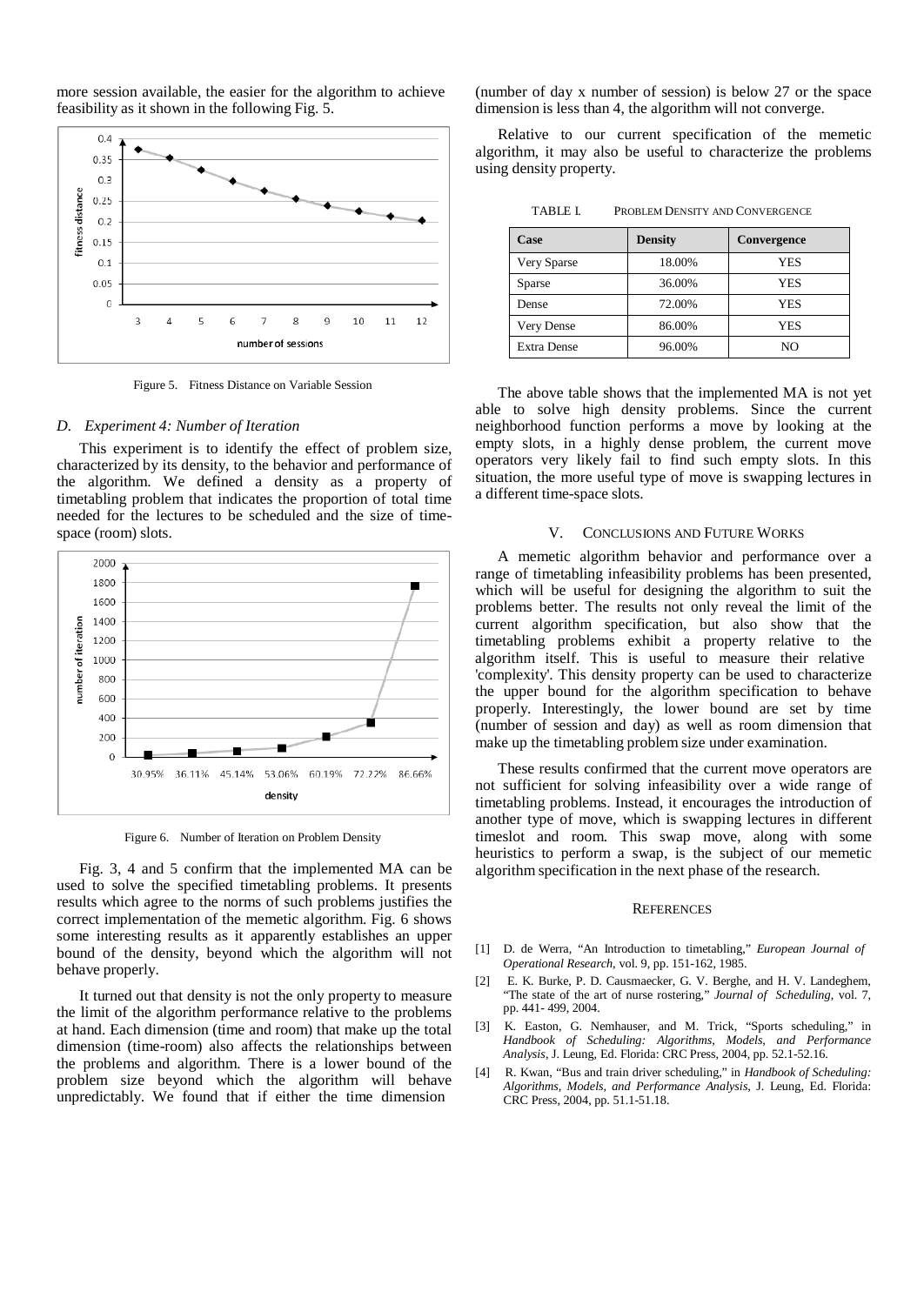more session available, the easier for the algorithm to achieve feasibility as it shown in the following Fig. 5.

fitness distance
0.4
0.35
0.3
0.25
0.2
0.15
0.1
0.05
0
3 4 5 6 7 8 9 10 11 12
number of sessions

Figure 5. Fitness Distance on Variable Session

### D. Experiment 4: Number of Iteration

This experiment is to identify the effect of problem size, characterized by its density, to the behavior and performance of the algorithm. We defined a density as a property of timetabling problem that indicates the proportion of total time needed for the lectures to be scheduled and the size of time-space (room) slots.

number of iteration
2000
1800
1600
1400
1200
1000
800
600
400
200
0
30.95% 36.11% 45.14% 53.06% 60.19% 72.22% 86.66%
density

Figure 6. Number of Iteration on Problem Density

Fig. 3, 4 and 5 confirm that the implemented MA can be used to solve the specified timetabling problems. It presents results which agree to the norms of such problems justifies the correct implementation of the memetic algorithm. Fig. 6 shows some interesting results as it apparently establishes an upper bound of the density, beyond which the algorithm will not behave properly.

It turned out that density is not the only property to measure the limit of the algorithm performance relative to the problems at hand. Each dimension (time and room) that make up the total dimension (time-room) also affects the relationships between the problems and algorithm. There is a lower bound of the problem size beyond which the algorithm will behave unpredictably. We found that if either the time dimension (number of day x number of session) is below 27 or the space dimension is less than 4, the algorithm will not converge.

Relative to our current specification of the memetic algorithm, it may also be useful to characterize the problems using density property.

TABLE I. PROBLEM DENSITY AND CONVERGENCE

| Case | Density | Convergence |
|---|---|---|
| Very Sparse | 18.00% | YES |
| Sparse | 36.00% | YES |
| Dense | 72.00% | YES |
| Very Dense | 86.00% | YES |
| Extra Dense | 96.00% | NO |

The above table shows that the implemented MA is not yet able to solve high density problems. Since the current neighborhood function performs a move by looking at the empty slots, in a highly dense problem, the current move operators very likely fail to find such empty slots. In this situation, the more useful type of move is swapping lectures in a different time-space slots.

## V. CONCLUSIONS AND FUTURE WORKS

A memetic algorithm behavior and performance over a range of timetabling infeasibility problems has been presented, which will be useful for designing the algorithm to suit the problems better. The results not only reveal the limit of the current algorithm specification, but also show that the timetabling problems exhibit a property relative to the algorithm itself. This is useful to measure their relative 'complexity'. This density property can be used to characterize the upper bound for the algorithm specification to behave properly. Interestingly, the lower bound are set by time (number of session and day) as well as room dimension that make up the timetabling problem size under examination.

These results confirmed that the current move operators are not sufficient for solving infeasibility over a wide range of timetabling problems. Instead, it encourages the introduction of another type of move, which is swapping lectures in different timeslot and room. This swap move, along with some heuristics to perform a swap, is the subject of our memetic algorithm specification in the next phase of the research.

## REFERENCES

[1] D. de Werra, "An Introduction to timetabling," *European Journal of Operational Research*, vol. 9, pp. 151-162, 1985.

[2] E. K. Burke, P. D. Causmaecker, G. V. Berghe, and H. V. Landeghem, "The state of the art of nurse rostering," *Journal of Scheduling*, vol. 7, pp. 441- 499, 2004.

[3] K. Easton, G. Nemhauser, and M. Trick, "Sports scheduling," in *Handbook of Scheduling: Algorithms, Models, and Performance Analysis*, J. Leung, Ed. Florida: CRC Press, 2004, pp. 52.1-52.16.

[4] R. Kwan, "Bus and train driver scheduling," in *Handbook of Scheduling: Algorithms, Models, and Performance Analysis*, J. Leung, Ed. Florida: CRC Press, 2004, pp. 51.1-51.18.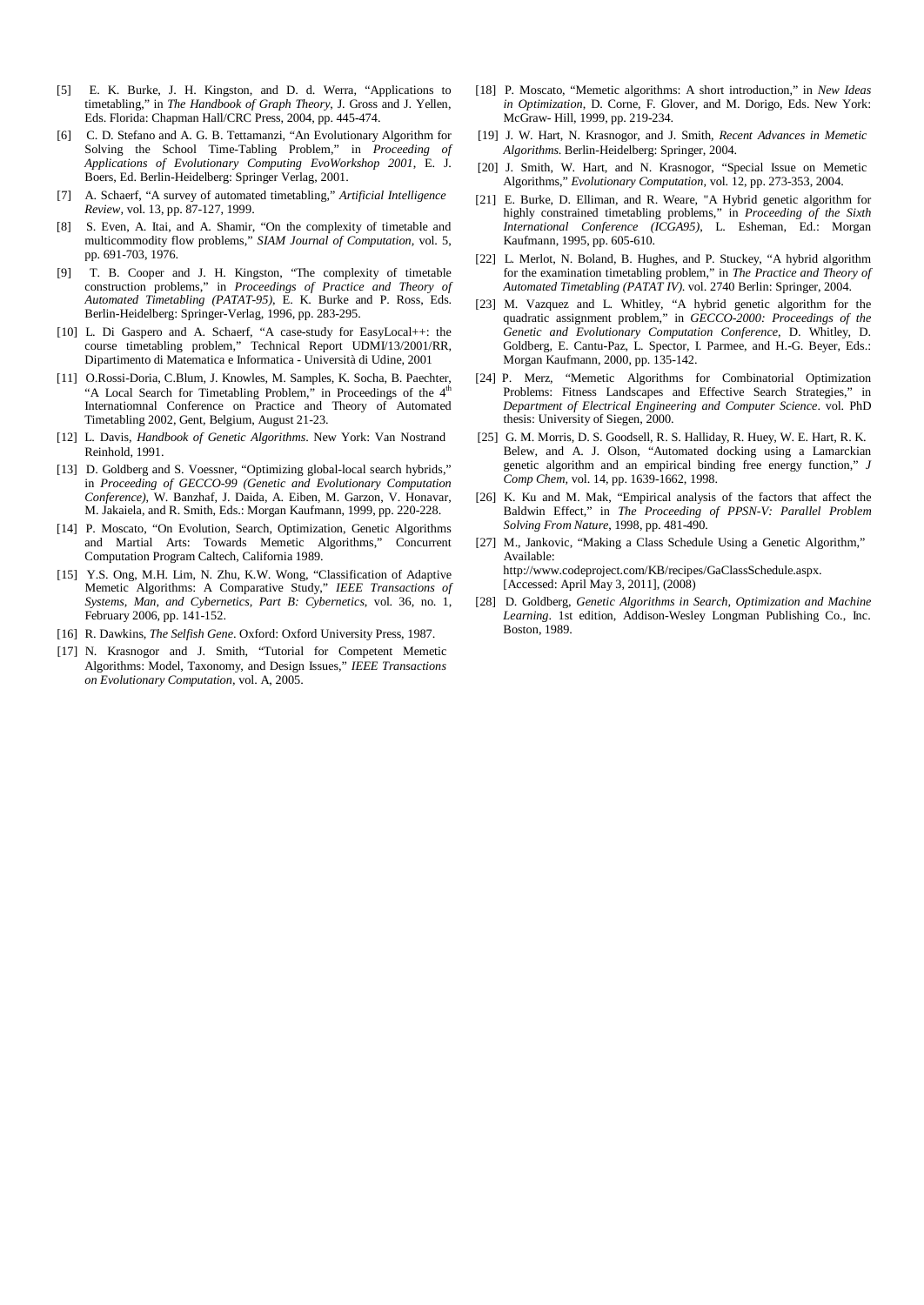[5] E. K. Burke, J. H. Kingston, and D. d. Werra, "Applications to timetabling," in *The Handbook of Graph Theory*, J. Gross and J. Yellen, Eds. Florida: Chapman Hall/CRC Press, 2004, pp. 445-474.

[6] C. D. Stefano and A. G. B. Tettamanzi, "An Evolutionary Algorithm for Solving the School Time-Tabling Problem," in *Proceeding of Applications of Evolutionary Computing EvoWorkshop 2001*, E. J. Boers, Ed. Berlin-Heidelberg: Springer Verlag, 2001.

[7] A. Schaerf, "A survey of automated timetabling," *Artificial Intelligence Review*, vol. 13, pp. 87-127, 1999.

[8] S. Even, A. Itai, and A. Shamir, "On the complexity of timetable and multicommodity flow problems," *SIAM Journal of Computation*, vol. 5, pp. 691-703, 1976.

[9] T. B. Cooper and J. H. Kingston, "The complexity of timetable construction problems," in *Proceedings of Practice and Theory of Automated Timetabling (PATAT-95)*, E. K. Burke and P. Ross, Eds. Berlin-Heidelberg: Springer-Verlag, 1996, pp. 283-295.

[10] L. Di Gaspero and A. Schaerf, "A case-study for EasyLocal++: the course timetabling problem," Technical Report UDMI/13/2001/RR, Dipartimento di Matematica e Informatica - Università di Udine, 2001

[11] O.Rossi-Doria, C.Blum, J. Knowles, M. Samples, K. Socha, B. Paechter, "A Local Search for Timetabling Problem," in Proceedings of the 4th Internatiomnal Conference on Practice and Theory of Automated Timetabling 2002, Gent, Belgium, August 21-23.

[12] L. Davis, *Handbook of Genetic Algorithms*. New York: Van Nostrand Reinhold, 1991.

[13] D. Goldberg and S. Voessner, "Optimizing global-local search hybrids," in *Proceeding of GECCO-99 (Genetic and Evolutionary Computation Conference)*, W. Banzhaf, J. Daida, A. Eiben, M. Garzon, V. Honavar, M. Jakaiela, and R. Smith, Eds.: Morgan Kaufmann, 1999, pp. 220-228.

[14] P. Moscato, "On Evolution, Search, Optimization, Genetic Algorithms and Martial Arts: Towards Memetic Algorithms," Concurrent Computation Program Caltech, California 1989.

[15] Y.S. Ong, M.H. Lim, N. Zhu, K.W. Wong, "Classification of Adaptive Memetic Algorithms: A Comparative Study," *IEEE Transactions of Systems, Man, and Cybernetics, Part B: Cybernetics*, vol. 36, no. 1, February 2006, pp. 141-152.

[16] R. Dawkins, *The Selfish Gene*. Oxford: Oxford University Press, 1987.

[17] N. Krasnogor and J. Smith, "Tutorial for Competent Memetic Algorithms: Model, Taxonomy, and Design Issues," *IEEE Transactions on Evolutionary Computation*, vol. A, 2005.

[18] P. Moscato, "Memetic algorithms: A short introduction," in *New Ideas in Optimization*, D. Corne, F. Glover, and M. Dorigo, Eds. New York: McGraw- Hill, 1999, pp. 219-234.

[19] J. W. Hart, N. Krasnogor, and J. Smith, *Recent Advances in Memetic Algorithms*. Berlin-Heidelberg: Springer, 2004.

[20] J. Smith, W. Hart, and N. Krasnogor, "Special Issue on Memetic Algorithms," *Evolutionary Computation*, vol. 12, pp. 273-353, 2004.

[21] E. Burke, D. Elliman, and R. Weare, "A Hybrid genetic algorithm for highly constrained timetabling problems," in *Proceeding of the Sixth International Conference (ICGA95)*, L. Esheman, Ed.: Morgan Kaufmann, 1995, pp. 605-610.

[22] L. Merlot, N. Boland, B. Hughes, and P. Stuckey, "A hybrid algorithm for the examination timetabling problem," in *The Practice and Theory of Automated Timetabling (PATAT IV)*. vol. 2740 Berlin: Springer, 2004.

[23] M. Vazquez and L. Whitley, "A hybrid genetic algorithm for the quadratic assignment problem," in *GECCO-2000: Proceedings of the Genetic and Evolutionary Computation Conference*, D. Whitley, D. Goldberg, E. Cantu-Paz, L. Spector, I. Parmee, and H.-G. Beyer, Eds.: Morgan Kaufmann, 2000, pp. 135-142.

[24] P. Merz, "Memetic Algorithms for Combinatorial Optimization Problems: Fitness Landscapes and Effective Search Strategies," in *Department of Electrical Engineering and Computer Science*. vol. PhD thesis: University of Siegen, 2000.

[25] G. M. Morris, D. S. Goodsell, R. S. Halliday, R. Huey, W. E. Hart, R. K. Belew, and A. J. Olson, "Automated docking using a Lamarckian genetic algorithm and an empirical binding free energy function," *J Comp Chem*, vol. 14, pp. 1639-1662, 1998.

[26] K. Ku and M. Mak, "Empirical analysis of the factors that affect the Baldwin Effect," in *The Proceeding of PPSN-V: Parallel Problem Solving From Nature*, 1998, pp. 481-490.

[27] M., Jankovic, "Making a Class Schedule Using a Genetic Algorithm," Available: http://www.codeproject.com/KB/recipes/GaClassSchedule.aspx. [Accessed: April May 3, 2011], (2008)

[28] D. Goldberg, *Genetic Algorithms in Search, Optimization and Machine Learning*. 1st edition, Addison-Wesley Longman Publishing Co., Inc. Boston, 1989.